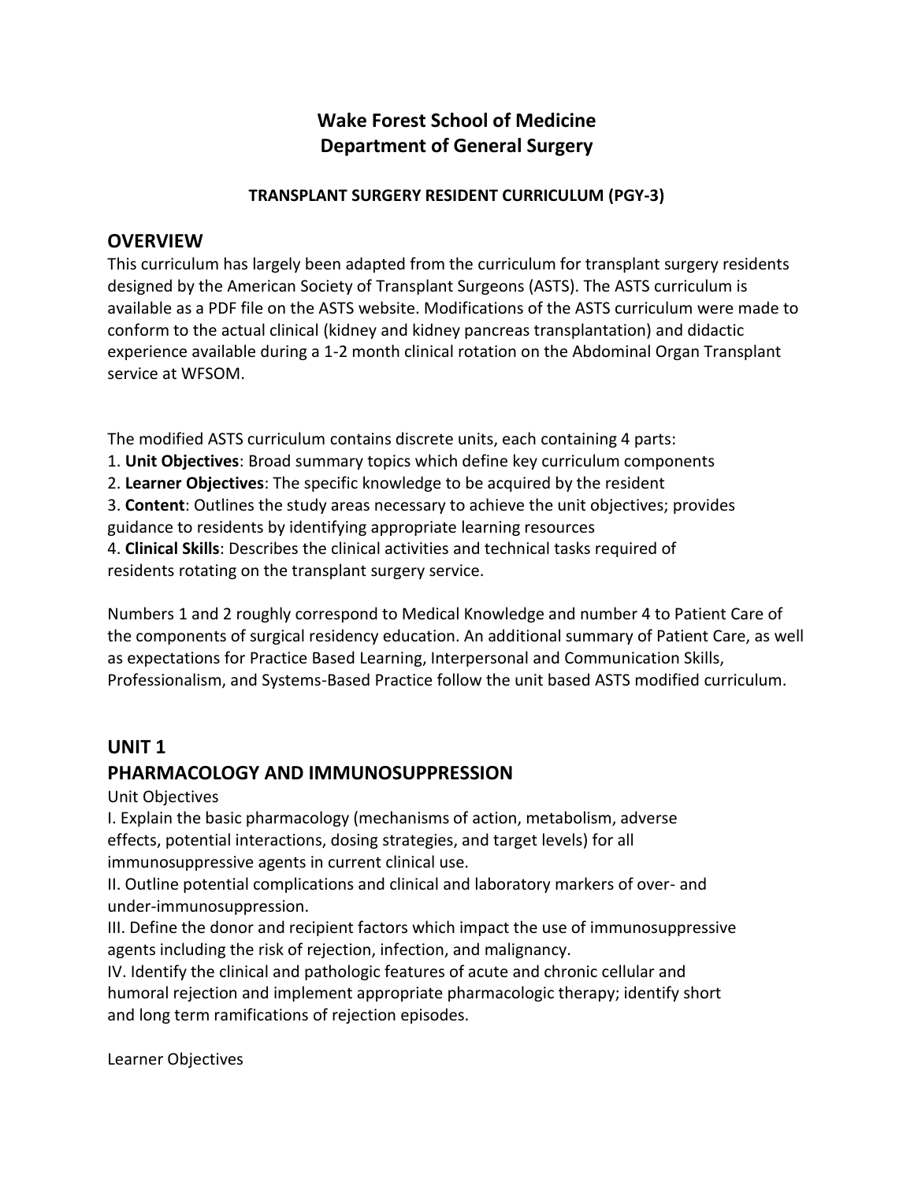# Wake Forest School of Medicine
# Department of General Surgery

### TRANSPLANT SURGERY RESIDENT CURRICULUM (PGY-3)

## OVERVIEW

This curriculum has largely been adapted from the curriculum for transplant surgery residents designed by the American Society of Transplant Surgeons (ASTS). The ASTS curriculum is available as a PDF file on the ASTS website. Modifications of the ASTS curriculum were made to conform to the actual clinical (kidney and kidney pancreas transplantation) and didactic experience available during a 1-2 month clinical rotation on the Abdominal Organ Transplant service at WFSOM.

The modified ASTS curriculum contains discrete units, each containing 4 parts:

1. **Unit Objectives**: Broad summary topics which define key curriculum components
2. **Learner Objectives**: The specific knowledge to be acquired by the resident
3. **Content**: Outlines the study areas necessary to achieve the unit objectives; provides guidance to residents by identifying appropriate learning resources
4. **Clinical Skills**: Describes the clinical activities and technical tasks required of residents rotating on the transplant surgery service.

Numbers 1 and 2 roughly correspond to Medical Knowledge and number 4 to Patient Care of the components of surgical residency education. An additional summary of Patient Care, as well as expectations for Practice Based Learning, Interpersonal and Communication Skills, Professionalism, and Systems-Based Practice follow the unit based ASTS modified curriculum.

## UNIT 1
## PHARMACOLOGY AND IMMUNOSUPPRESSION

Unit Objectives

I. Explain the basic pharmacology (mechanisms of action, metabolism, adverse effects, potential interactions, dosing strategies, and target levels) for all immunosuppressive agents in current clinical use.

II. Outline potential complications and clinical and laboratory markers of over- and under-immunosuppression.

III. Define the donor and recipient factors which impact the use of immunosuppressive agents including the risk of rejection, infection, and malignancy.

IV. Identify the clinical and pathologic features of acute and chronic cellular and humoral rejection and implement appropriate pharmacologic therapy; identify short and long term ramifications of rejection episodes.

Learner Objectives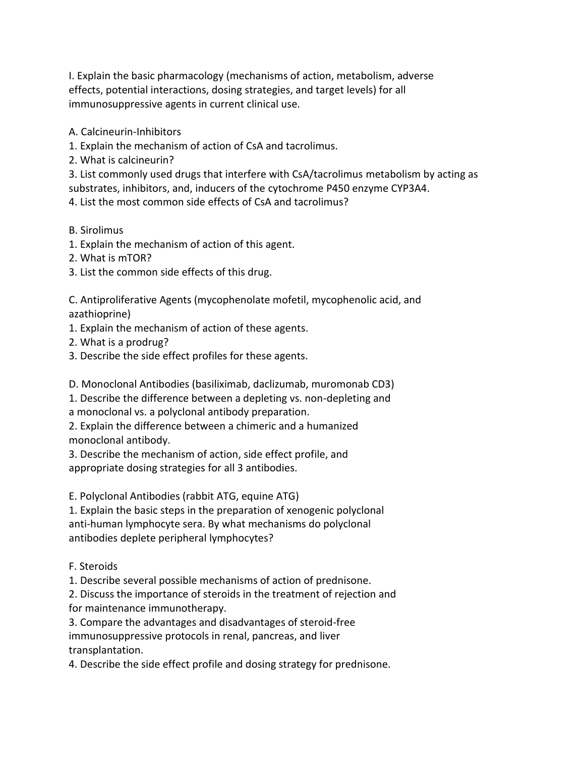I. Explain the basic pharmacology (mechanisms of action, metabolism, adverse effects, potential interactions, dosing strategies, and target levels) for all immunosuppressive agents in current clinical use.

A. Calcineurin-Inhibitors

1. Explain the mechanism of action of CsA and tacrolimus.
2. What is calcineurin?
3. List commonly used drugs that interfere with CsA/tacrolimus metabolism by acting as substrates, inhibitors, and, inducers of the cytochrome P450 enzyme CYP3A4.
4. List the most common side effects of CsA and tacrolimus?

B. Sirolimus

1. Explain the mechanism of action of this agent.
2. What is mTOR?
3. List the common side effects of this drug.

C. Antiproliferative Agents (mycophenolate mofetil, mycophenolic acid, and azathioprine)

1. Explain the mechanism of action of these agents.
2. What is a prodrug?
3. Describe the side effect profiles for these agents.

D. Monoclonal Antibodies (basiliximab, daclizumab, muromonab CD3)

1. Describe the difference between a depleting vs. non-depleting and a monoclonal vs. a polyclonal antibody preparation.
2. Explain the difference between a chimeric and a humanized monoclonal antibody.
3. Describe the mechanism of action, side effect profile, and appropriate dosing strategies for all 3 antibodies.

E. Polyclonal Antibodies (rabbit ATG, equine ATG)

1. Explain the basic steps in the preparation of xenogenic polyclonal anti-human lymphocyte sera. By what mechanisms do polyclonal antibodies deplete peripheral lymphocytes?

F. Steroids

1. Describe several possible mechanisms of action of prednisone.
2. Discuss the importance of steroids in the treatment of rejection and for maintenance immunotherapy.
3. Compare the advantages and disadvantages of steroid-free immunosuppressive protocols in renal, pancreas, and liver transplantation.
4. Describe the side effect profile and dosing strategy for prednisone.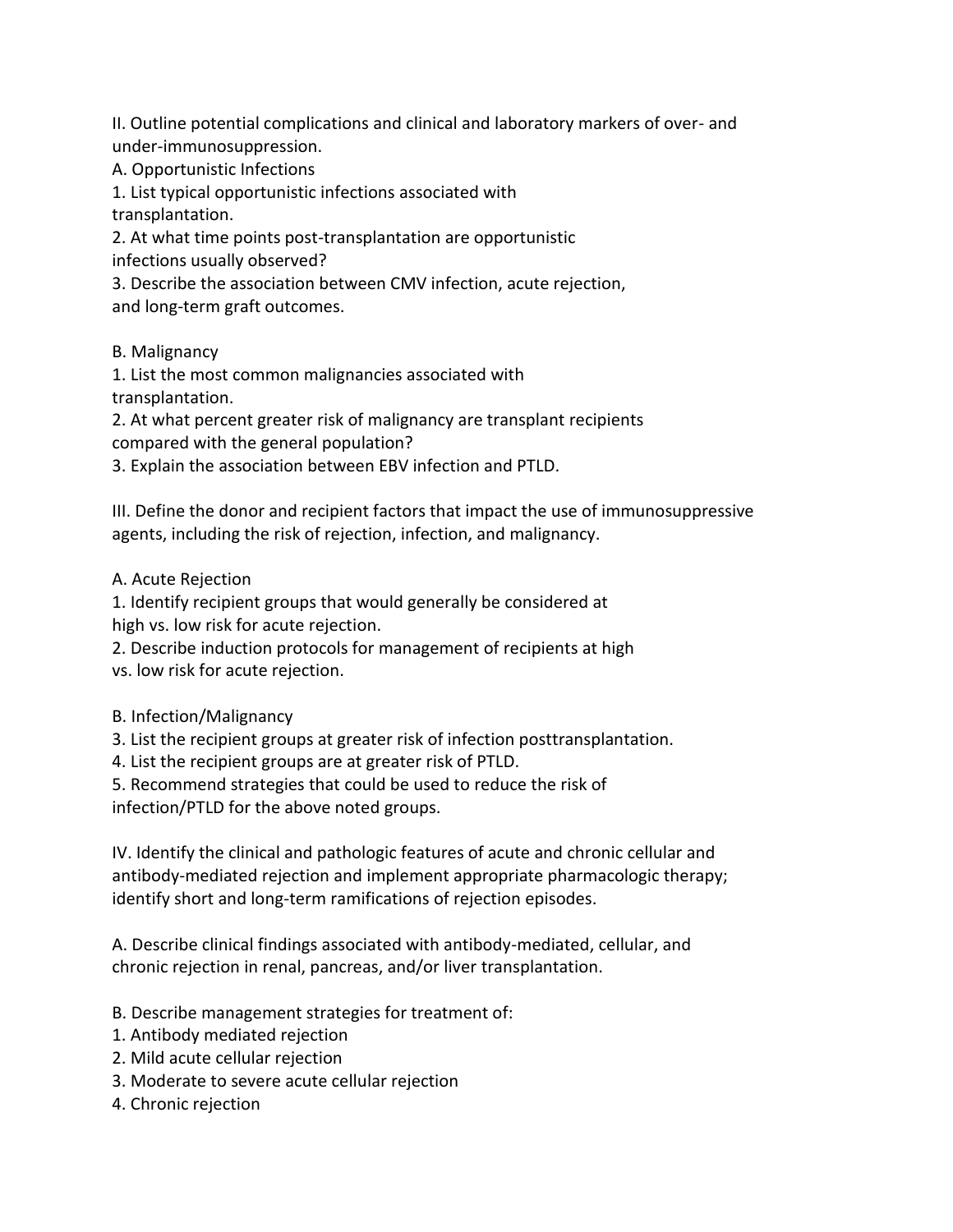II. Outline potential complications and clinical and laboratory markers of over- and under-immunosuppression.

A. Opportunistic Infections

1. List typical opportunistic infections associated with transplantation.
2. At what time points post-transplantation are opportunistic infections usually observed?
3. Describe the association between CMV infection, acute rejection, and long-term graft outcomes.

B. Malignancy

1. List the most common malignancies associated with transplantation.
2. At what percent greater risk of malignancy are transplant recipients compared with the general population?
3. Explain the association between EBV infection and PTLD.

III. Define the donor and recipient factors that impact the use of immunosuppressive agents, including the risk of rejection, infection, and malignancy.

A. Acute Rejection

1. Identify recipient groups that would generally be considered at high vs. low risk for acute rejection.
2. Describe induction protocols for management of recipients at high vs. low risk for acute rejection.

B. Infection/Malignancy

3. List the recipient groups at greater risk of infection posttransplantation.
4. List the recipient groups are at greater risk of PTLD.
5. Recommend strategies that could be used to reduce the risk of infection/PTLD for the above noted groups.

IV. Identify the clinical and pathologic features of acute and chronic cellular and antibody-mediated rejection and implement appropriate pharmacologic therapy; identify short and long-term ramifications of rejection episodes.

A. Describe clinical findings associated with antibody-mediated, cellular, and chronic rejection in renal, pancreas, and/or liver transplantation.

B. Describe management strategies for treatment of:

1. Antibody mediated rejection
2. Mild acute cellular rejection
3. Moderate to severe acute cellular rejection
4. Chronic rejection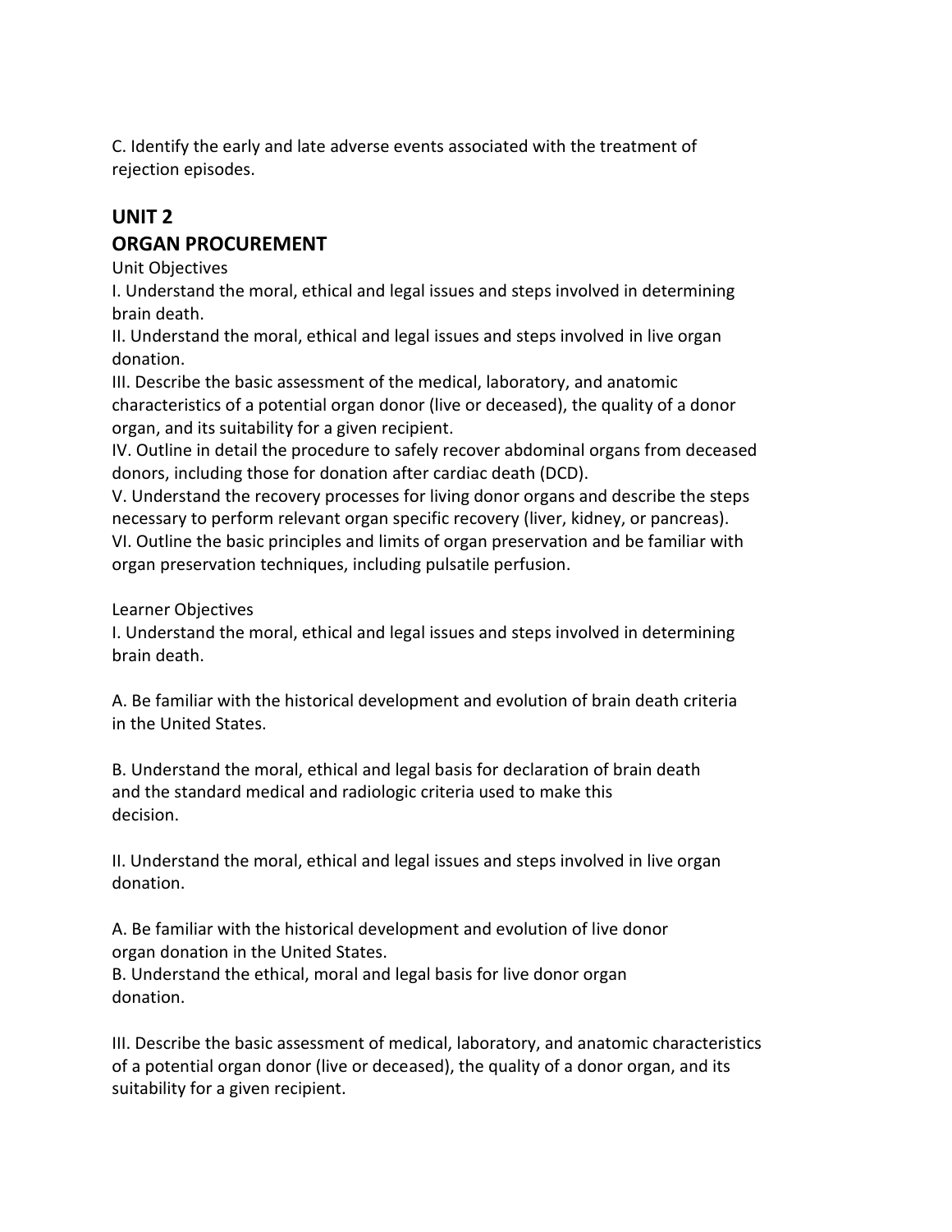C. Identify the early and late adverse events associated with the treatment of rejection episodes.

## UNIT 2

## ORGAN PROCUREMENT

Unit Objectives

I. Understand the moral, ethical and legal issues and steps involved in determining brain death.

II. Understand the moral, ethical and legal issues and steps involved in live organ donation.

III. Describe the basic assessment of the medical, laboratory, and anatomic characteristics of a potential organ donor (live or deceased), the quality of a donor organ, and its suitability for a given recipient.

IV. Outline in detail the procedure to safely recover abdominal organs from deceased donors, including those for donation after cardiac death (DCD).

V. Understand the recovery processes for living donor organs and describe the steps necessary to perform relevant organ specific recovery (liver, kidney, or pancreas).

VI. Outline the basic principles and limits of organ preservation and be familiar with organ preservation techniques, including pulsatile perfusion.

Learner Objectives

I. Understand the moral, ethical and legal issues and steps involved in determining brain death.

A. Be familiar with the historical development and evolution of brain death criteria in the United States.

B. Understand the moral, ethical and legal basis for declaration of brain death and the standard medical and radiologic criteria used to make this decision.

II. Understand the moral, ethical and legal issues and steps involved in live organ donation.

A. Be familiar with the historical development and evolution of live donor organ donation in the United States.

B. Understand the ethical, moral and legal basis for live donor organ donation.

III. Describe the basic assessment of medical, laboratory, and anatomic characteristics of a potential organ donor (live or deceased), the quality of a donor organ, and its suitability for a given recipient.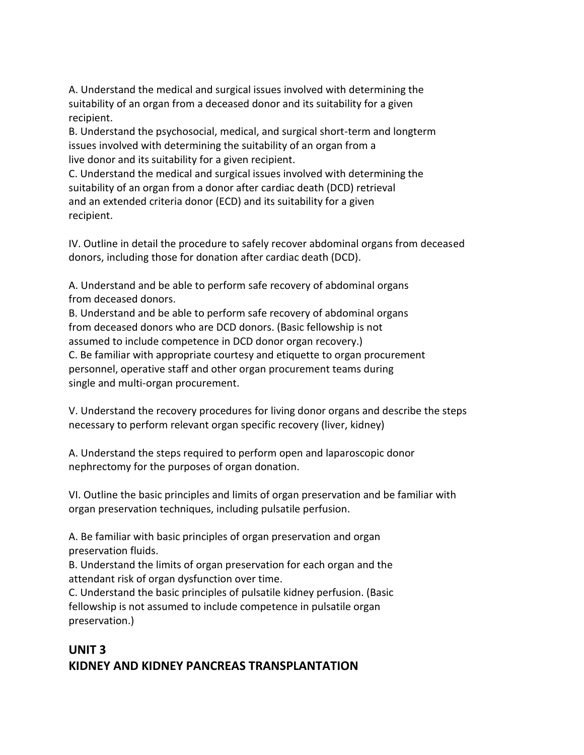A. Understand the medical and surgical issues involved with determining the suitability of an organ from a deceased donor and its suitability for a given recipient.

B. Understand the psychosocial, medical, and surgical short-term and longterm issues involved with determining the suitability of an organ from a live donor and its suitability for a given recipient.

C. Understand the medical and surgical issues involved with determining the suitability of an organ from a donor after cardiac death (DCD) retrieval and an extended criteria donor (ECD) and its suitability for a given recipient.

IV. Outline in detail the procedure to safely recover abdominal organs from deceased donors, including those for donation after cardiac death (DCD).

A. Understand and be able to perform safe recovery of abdominal organs from deceased donors.

B. Understand and be able to perform safe recovery of abdominal organs from deceased donors who are DCD donors. (Basic fellowship is not assumed to include competence in DCD donor organ recovery.)

C. Be familiar with appropriate courtesy and etiquette to organ procurement personnel, operative staff and other organ procurement teams during single and multi-organ procurement.

V. Understand the recovery procedures for living donor organs and describe the steps necessary to perform relevant organ specific recovery (liver, kidney)

A. Understand the steps required to perform open and laparoscopic donor nephrectomy for the purposes of organ donation.

VI. Outline the basic principles and limits of organ preservation and be familiar with organ preservation techniques, including pulsatile perfusion.

A. Be familiar with basic principles of organ preservation and organ preservation fluids.

B. Understand the limits of organ preservation for each organ and the attendant risk of organ dysfunction over time.

C. Understand the basic principles of pulsatile kidney perfusion. (Basic fellowship is not assumed to include competence in pulsatile organ preservation.)

## UNIT 3
## KIDNEY AND KIDNEY PANCREAS TRANSPLANTATION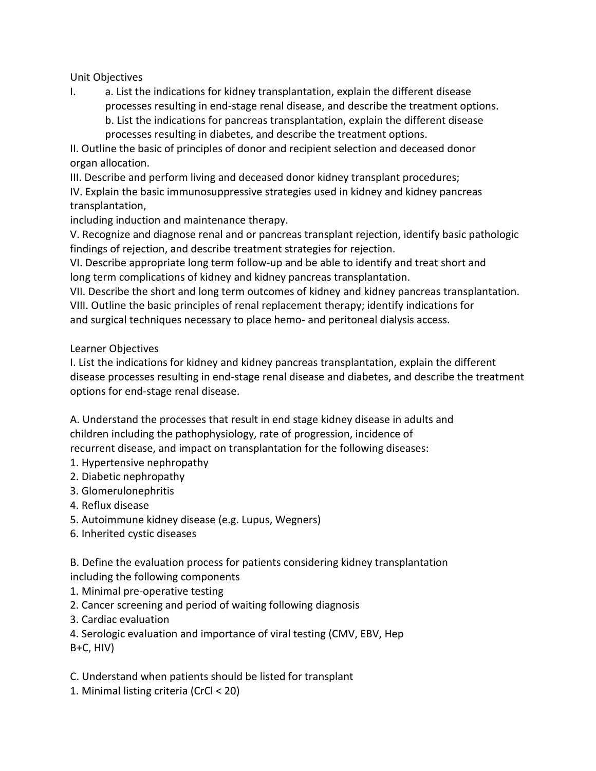Unit Objectives

I. a. List the indications for kidney transplantation, explain the different disease processes resulting in end-stage renal disease, and describe the treatment options.
   b. List the indications for pancreas transplantation, explain the different disease processes resulting in diabetes, and describe the treatment options.

II. Outline the basic of principles of donor and recipient selection and deceased donor organ allocation.

III. Describe and perform living and deceased donor kidney transplant procedures;

IV. Explain the basic immunosuppressive strategies used in kidney and kidney pancreas transplantation,
including induction and maintenance therapy.

V. Recognize and diagnose renal and or pancreas transplant rejection, identify basic pathologic findings of rejection, and describe treatment strategies for rejection.

VI. Describe appropriate long term follow-up and be able to identify and treat short and long term complications of kidney and kidney pancreas transplantation.

VII. Describe the short and long term outcomes of kidney and kidney pancreas transplantation.

VIII. Outline the basic principles of renal replacement therapy; identify indications for and surgical techniques necessary to place hemo- and peritoneal dialysis access.

Learner Objectives

I. List the indications for kidney and kidney pancreas transplantation, explain the different disease processes resulting in end-stage renal disease and diabetes, and describe the treatment options for end-stage renal disease.

A. Understand the processes that result in end stage kidney disease in adults and children including the pathophysiology, rate of progression, incidence of recurrent disease, and impact on transplantation for the following diseases:

1. Hypertensive nephropathy
2. Diabetic nephropathy
3. Glomerulonephritis
4. Reflux disease
5. Autoimmune kidney disease (e.g. Lupus, Wegners)
6. Inherited cystic diseases

B. Define the evaluation process for patients considering kidney transplantation including the following components

1. Minimal pre-operative testing
2. Cancer screening and period of waiting following diagnosis
3. Cardiac evaluation
4. Serologic evaluation and importance of viral testing (CMV, EBV, Hep B+C, HIV)

C. Understand when patients should be listed for transplant

1. Minimal listing criteria (CrCl < 20)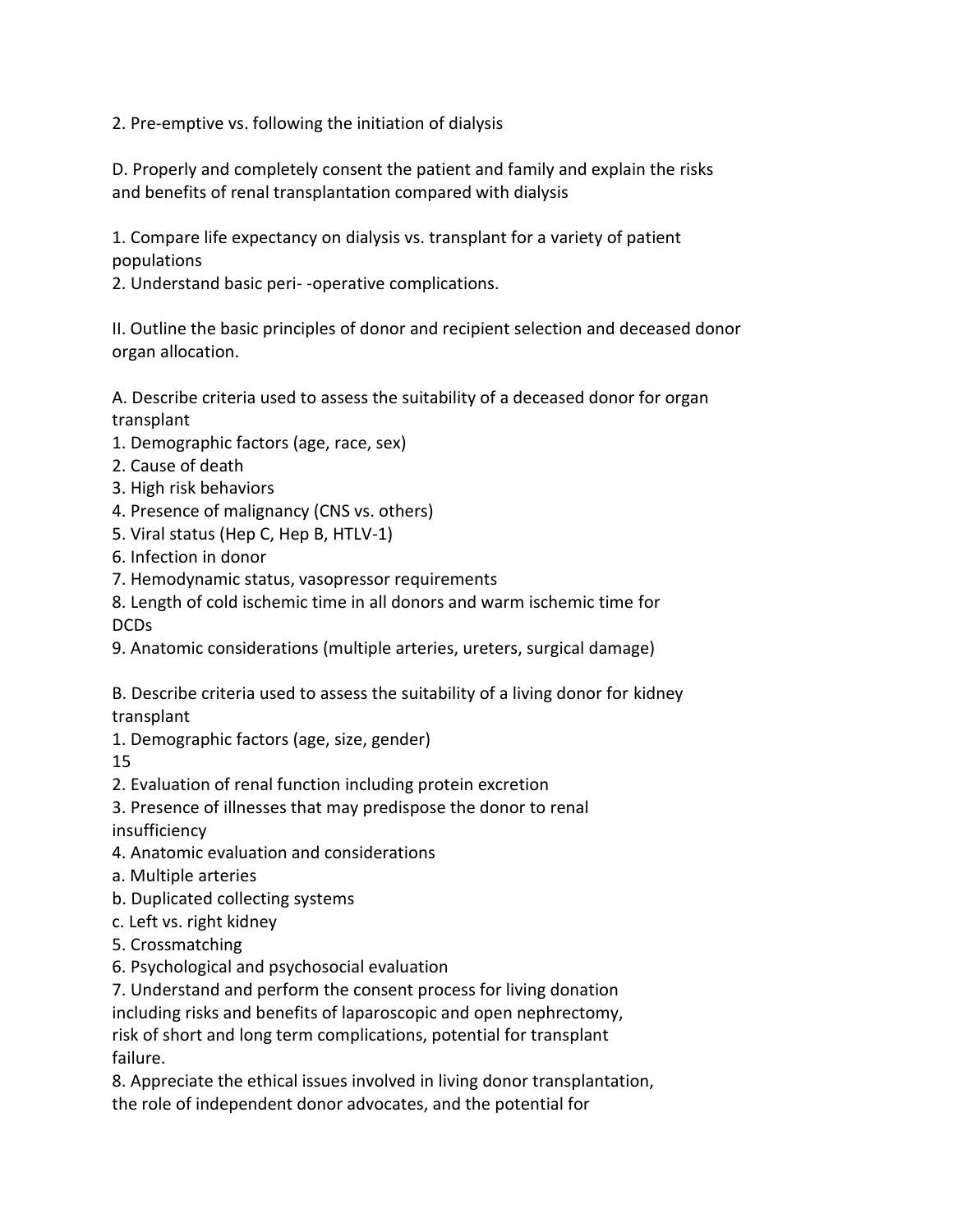2. Pre-emptive vs. following the initiation of dialysis

D. Properly and completely consent the patient and family and explain the risks and benefits of renal transplantation compared with dialysis

1. Compare life expectancy on dialysis vs. transplant for a variety of patient populations
2. Understand basic peri- -operative complications.

II. Outline the basic principles of donor and recipient selection and deceased donor organ allocation.

A. Describe criteria used to assess the suitability of a deceased donor for organ transplant
1. Demographic factors (age, race, sex)
2. Cause of death
3. High risk behaviors
4. Presence of malignancy (CNS vs. others)
5. Viral status (Hep C, Hep B, HTLV-1)
6. Infection in donor
7. Hemodynamic status, vasopressor requirements
8. Length of cold ischemic time in all donors and warm ischemic time for DCDs
9. Anatomic considerations (multiple arteries, ureters, surgical damage)

B. Describe criteria used to assess the suitability of a living donor for kidney transplant
1. Demographic factors (age, size, gender)
2. Evaluation of renal function including protein excretion
3. Presence of illnesses that may predispose the donor to renal insufficiency
4. Anatomic evaluation and considerations
a. Multiple arteries
b. Duplicated collecting systems
c. Left vs. right kidney
5. Crossmatching
6. Psychological and psychosocial evaluation
7. Understand and perform the consent process for living donation including risks and benefits of laparoscopic and open nephrectomy, risk of short and long term complications, potential for transplant failure.
8. Appreciate the ethical issues involved in living donor transplantation, the role of independent donor advocates, and the potential for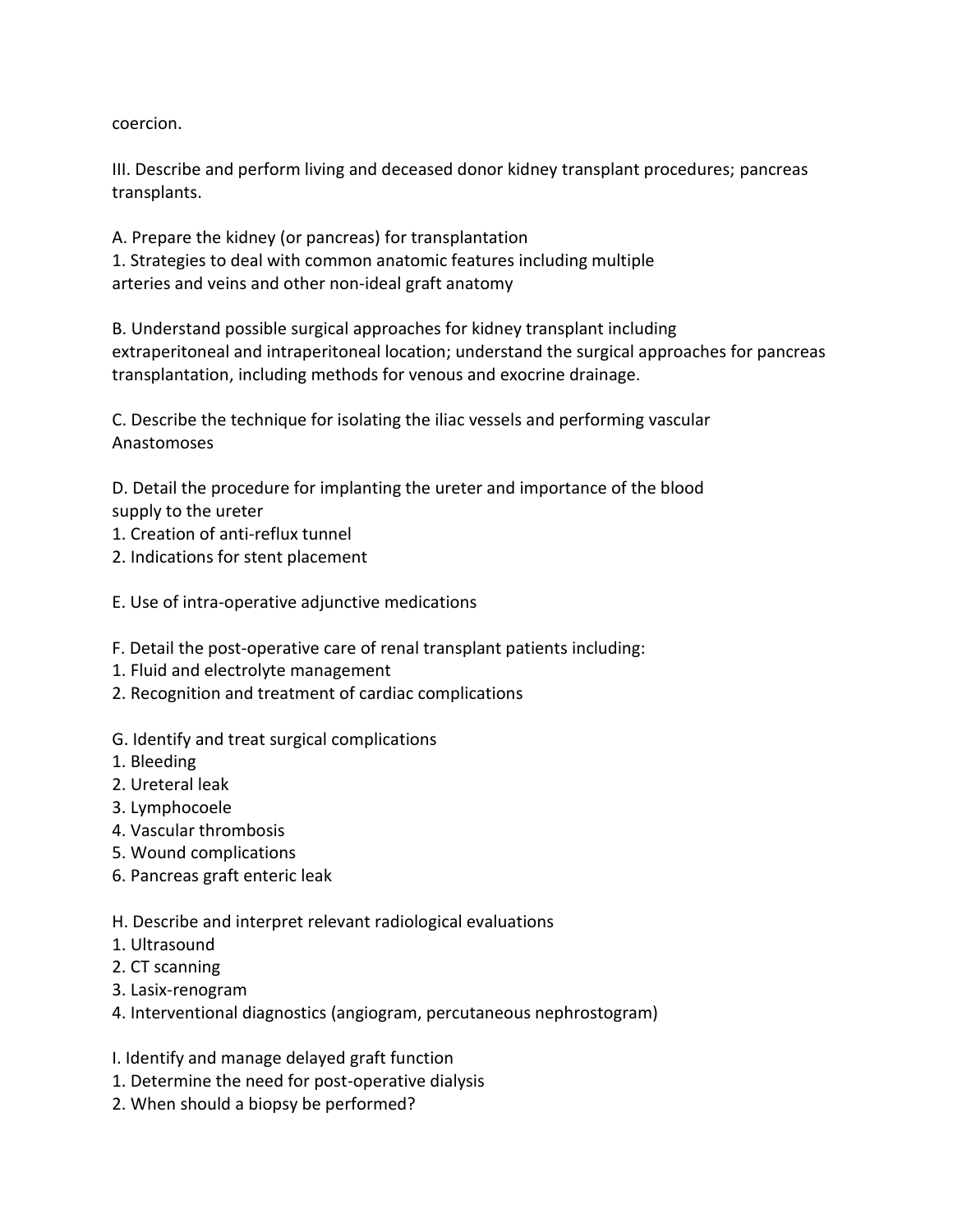coercion.

III. Describe and perform living and deceased donor kidney transplant procedures; pancreas transplants.

A. Prepare the kidney (or pancreas) for transplantation
1. Strategies to deal with common anatomic features including multiple arteries and veins and other non-ideal graft anatomy

B. Understand possible surgical approaches for kidney transplant including extraperitoneal and intraperitoneal location; understand the surgical approaches for pancreas transplantation, including methods for venous and exocrine drainage.

C. Describe the technique for isolating the iliac vessels and performing vascular Anastomoses

D. Detail the procedure for implanting the ureter and importance of the blood supply to the ureter
1. Creation of anti-reflux tunnel
2. Indications for stent placement

E. Use of intra-operative adjunctive medications

F. Detail the post-operative care of renal transplant patients including:
1. Fluid and electrolyte management
2. Recognition and treatment of cardiac complications

G. Identify and treat surgical complications
1. Bleeding
2. Ureteral leak
3. Lymphocoele
4. Vascular thrombosis
5. Wound complications
6. Pancreas graft enteric leak

H. Describe and interpret relevant radiological evaluations
1. Ultrasound
2. CT scanning
3. Lasix-renogram
4. Interventional diagnostics (angiogram, percutaneous nephrostogram)

I. Identify and manage delayed graft function
1. Determine the need for post-operative dialysis
2. When should a biopsy be performed?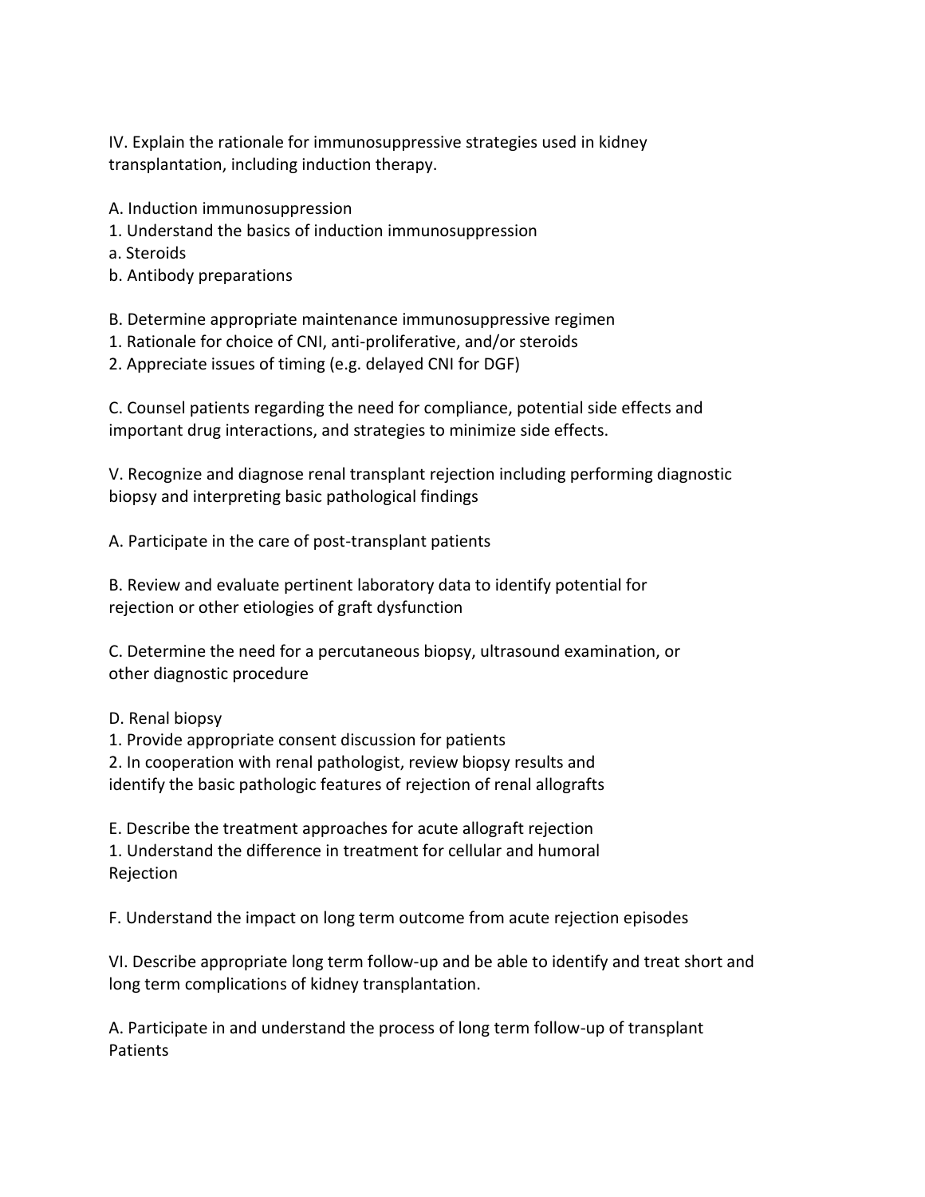IV. Explain the rationale for immunosuppressive strategies used in kidney transplantation, including induction therapy.

A. Induction immunosuppression
1. Understand the basics of induction immunosuppression
a. Steroids
b. Antibody preparations

B. Determine appropriate maintenance immunosuppressive regimen
1. Rationale for choice of CNI, anti-proliferative, and/or steroids
2. Appreciate issues of timing (e.g. delayed CNI for DGF)

C. Counsel patients regarding the need for compliance, potential side effects and important drug interactions, and strategies to minimize side effects.

V. Recognize and diagnose renal transplant rejection including performing diagnostic biopsy and interpreting basic pathological findings

A. Participate in the care of post-transplant patients

B. Review and evaluate pertinent laboratory data to identify potential for rejection or other etiologies of graft dysfunction

C. Determine the need for a percutaneous biopsy, ultrasound examination, or other diagnostic procedure

D. Renal biopsy
1. Provide appropriate consent discussion for patients
2. In cooperation with renal pathologist, review biopsy results and identify the basic pathologic features of rejection of renal allografts

E. Describe the treatment approaches for acute allograft rejection
1. Understand the difference in treatment for cellular and humoral Rejection

F. Understand the impact on long term outcome from acute rejection episodes

VI. Describe appropriate long term follow-up and be able to identify and treat short and long term complications of kidney transplantation.

A. Participate in and understand the process of long term follow-up of transplant Patients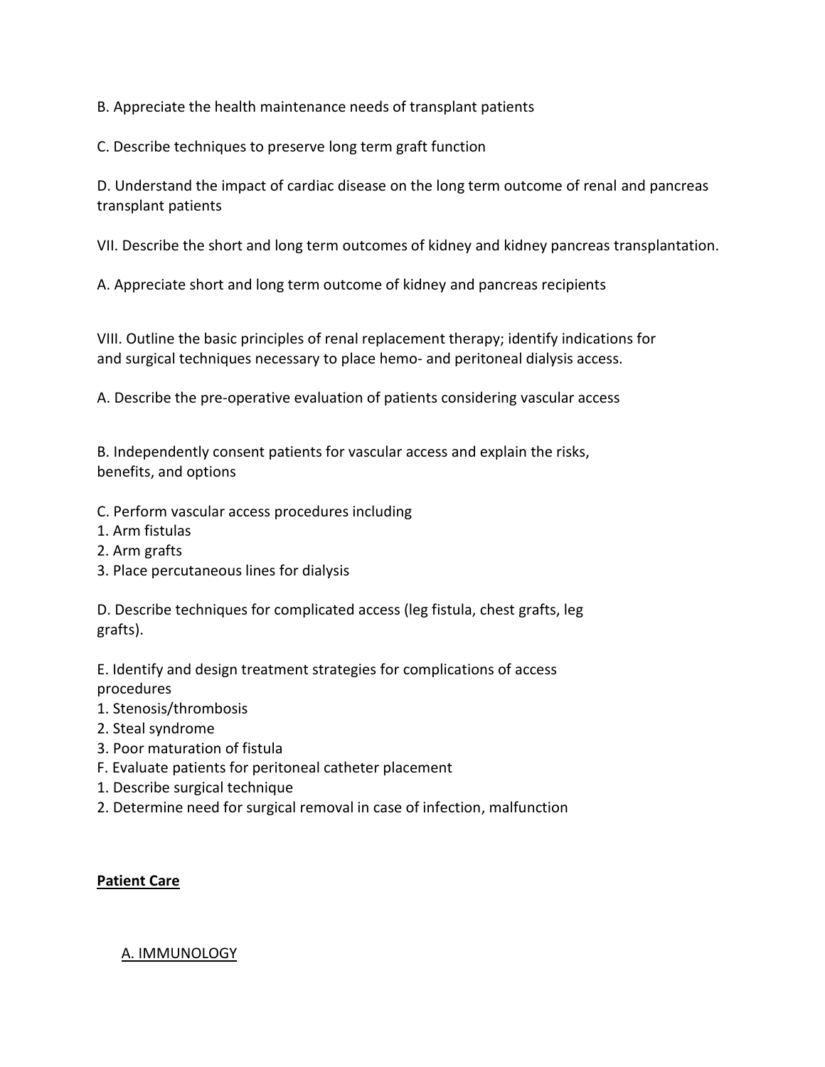B. Appreciate the health maintenance needs of transplant patients

C. Describe techniques to preserve long term graft function

D. Understand the impact of cardiac disease on the long term outcome of renal and pancreas transplant patients

VII. Describe the short and long term outcomes of kidney and kidney pancreas transplantation.

A. Appreciate short and long term outcome of kidney and pancreas recipients

VIII. Outline the basic principles of renal replacement therapy; identify indications for and surgical techniques necessary to place hemo- and peritoneal dialysis access.

A. Describe the pre-operative evaluation of patients considering vascular access

B. Independently consent patients for vascular access and explain the risks, benefits, and options

C. Perform vascular access procedures including
1. Arm fistulas
2. Arm grafts
3. Place percutaneous lines for dialysis

D. Describe techniques for complicated access (leg fistula, chest grafts, leg grafts).

E. Identify and design treatment strategies for complications of access procedures
1. Stenosis/thrombosis
2. Steal syndrome
3. Poor maturation of fistula

F. Evaluate patients for peritoneal catheter placement
1. Describe surgical technique
2. Determine need for surgical removal in case of infection, malfunction

**Patient Care**

A. IMMUNOLOGY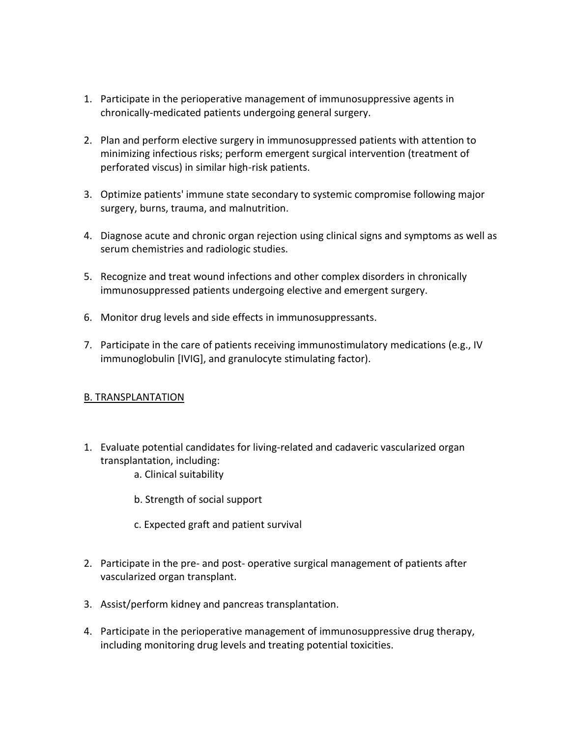1. Participate in the perioperative management of immunosuppressive agents in chronically-medicated patients undergoing general surgery.

2. Plan and perform elective surgery in immunosuppressed patients with attention to minimizing infectious risks; perform emergent surgical intervention (treatment of perforated viscus) in similar high-risk patients.

3. Optimize patients' immune state secondary to systemic compromise following major surgery, burns, trauma, and malnutrition.

4. Diagnose acute and chronic organ rejection using clinical signs and symptoms as well as serum chemistries and radiologic studies.

5. Recognize and treat wound infections and other complex disorders in chronically immunosuppressed patients undergoing elective and emergent surgery.

6. Monitor drug levels and side effects in immunosuppressants.

7. Participate in the care of patients receiving immunostimulatory medications (e.g., IV immunoglobulin [IVIG], and granulocyte stimulating factor).

## B. TRANSPLANTATION

1. Evaluate potential candidates for living-related and cadaveric vascularized organ transplantation, including:
   a. Clinical suitability
   b. Strength of social support
   c. Expected graft and patient survival

2. Participate in the pre- and post- operative surgical management of patients after vascularized organ transplant.

3. Assist/perform kidney and pancreas transplantation.

4. Participate in the perioperative management of immunosuppressive drug therapy, including monitoring drug levels and treating potential toxicities.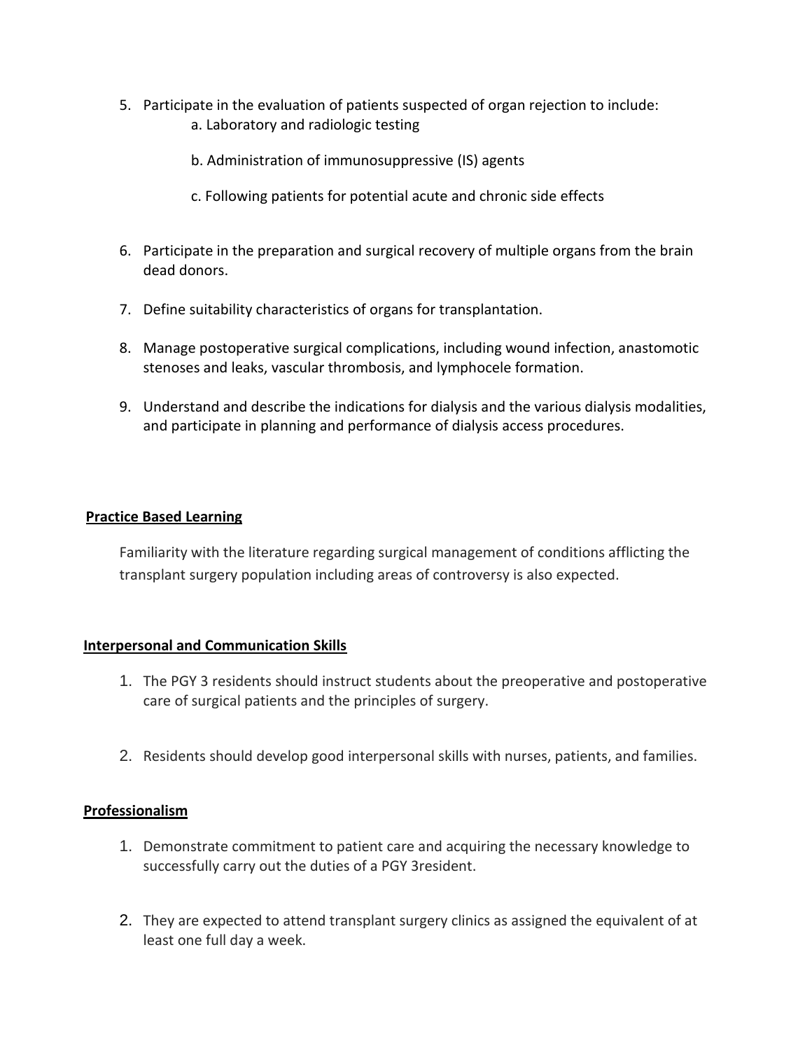5. Participate in the evaluation of patients suspected of organ rejection to include:
    a. Laboratory and radiologic testing

    b. Administration of immunosuppressive (IS) agents

    c. Following patients for potential acute and chronic side effects

6. Participate in the preparation and surgical recovery of multiple organs from the brain dead donors.

7. Define suitability characteristics of organs for transplantation.

8. Manage postoperative surgical complications, including wound infection, anastomotic stenoses and leaks, vascular thrombosis, and lymphocele formation.

9. Understand and describe the indications for dialysis and the various dialysis modalities, and participate in planning and performance of dialysis access procedures.

**Practice Based Learning**

Familiarity with the literature regarding surgical management of conditions afflicting the transplant surgery population including areas of controversy is also expected.

**Interpersonal and Communication Skills**

1. The PGY 3 residents should instruct students about the preoperative and postoperative care of surgical patients and the principles of surgery.

2. Residents should develop good interpersonal skills with nurses, patients, and families.

**Professionalism**

1. Demonstrate commitment to patient care and acquiring the necessary knowledge to successfully carry out the duties of a PGY 3resident.

2. They are expected to attend transplant surgery clinics as assigned the equivalent of at least one full day a week.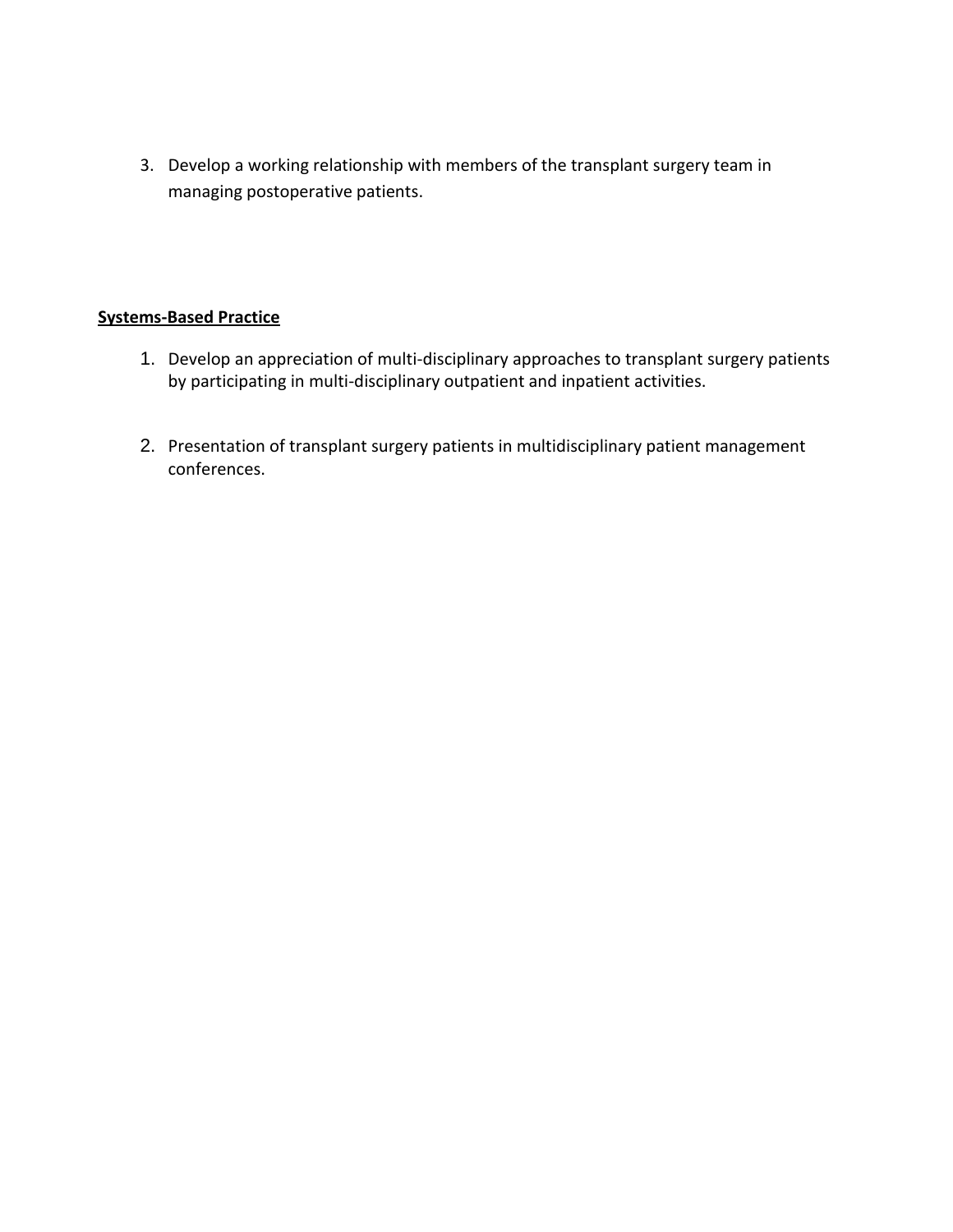3. Develop a working relationship with members of the transplant surgery team in managing postoperative patients.

**Systems-Based Practice**

1. Develop an appreciation of multi-disciplinary approaches to transplant surgery patients by participating in multi-disciplinary outpatient and inpatient activities.

2. Presentation of transplant surgery patients in multidisciplinary patient management conferences.